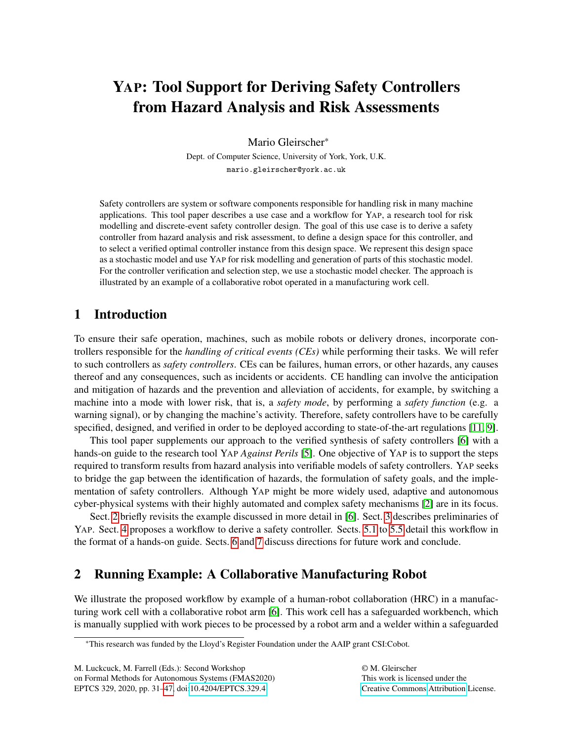# YAP: Tool Support for Deriving Safety Controllers from Hazard Analysis and Risk Assessments

Mario Gleirscher*

Dept. of Computer Science, University of York, York, U.K.

mario.gleirscher@york.ac.uk

Safety controllers are system or software components responsible for handling risk in many machine applications. This tool paper describes a use case and a workflow for YAP, a research tool for risk modelling and discrete-event safety controller design. The goal of this use case is to derive a safety controller from hazard analysis and risk assessment, to define a design space for this controller, and to select a verified optimal controller instance from this design space. We represent this design space as a stochastic model and use YAP for risk modelling and generation of parts of this stochastic model. For the controller verification and selection step, we use a stochastic model checker. The approach is illustrated by an example of a collaborative robot operated in a manufacturing work cell.

## 1 Introduction

To ensure their safe operation, machines, such as mobile robots or delivery drones, incorporate controllers responsible for the *handling of critical events (CEs)* while performing their tasks. We will refer to such controllers as *safety controllers*. CEs can be failures, human errors, or other hazards, any causes thereof and any consequences, such as incidents or accidents. CE handling can involve the anticipation and mitigation of hazards and the prevention and alleviation of accidents, for example, by switching a machine into a mode with lower risk, that is, a *safety mode*, by performing a *safety function* (e.g. a warning signal), or by changing the machine's activity. Therefore, safety controllers have to be carefully specified, designed, and verified in order to be deployed according to state-of-the-art regulations [11, 9].

This tool paper supplements our approach to the verified synthesis of safety controllers [6] with a hands-on guide to the research tool YAP *Against Perils* [5]. One objective of YAP is to support the steps required to transform results from hazard analysis into verifiable models of safety controllers. YAP seeks to bridge the gap between the identification of hazards, the formulation of safety goals, and the implementation of safety controllers. Although YAP might be more widely used, adaptive and autonomous cyber-physical systems with their highly automated and complex safety mechanisms [2] are in its focus.

Sect. 2 briefly revisits the example discussed in more detail in [6]. Sect. 3 describes preliminaries of YAP. Sect. 4 proposes a workflow to derive a safety controller. Sects. 5.1 to 5.5 detail this workflow in the format of a hands-on guide. Sects. 6 and 7 discuss directions for future work and conclude.

## 2 Running Example: A Collaborative Manufacturing Robot

We illustrate the proposed workflow by example of a human-robot collaboration (HRC) in a manufacturing work cell with a collaborative robot arm [6]. This work cell has a safeguarded workbench, which is manually supplied with work pieces to be processed by a robot arm and a welder within a safeguarded

*This research was funded by the Lloyd's Register Foundation under the AAIP grant CSI:Cobot.

M. Luckcuck, M. Farrell (Eds.): Second Workshop on Formal Methods for Autonomous Systems (FMAS2020) EPTCS 329, 2020, pp. 31–47, doi:10.4204/EPTCS.329.4

© M. Gleirscher This work is licensed under the Creative Commons Attribution License.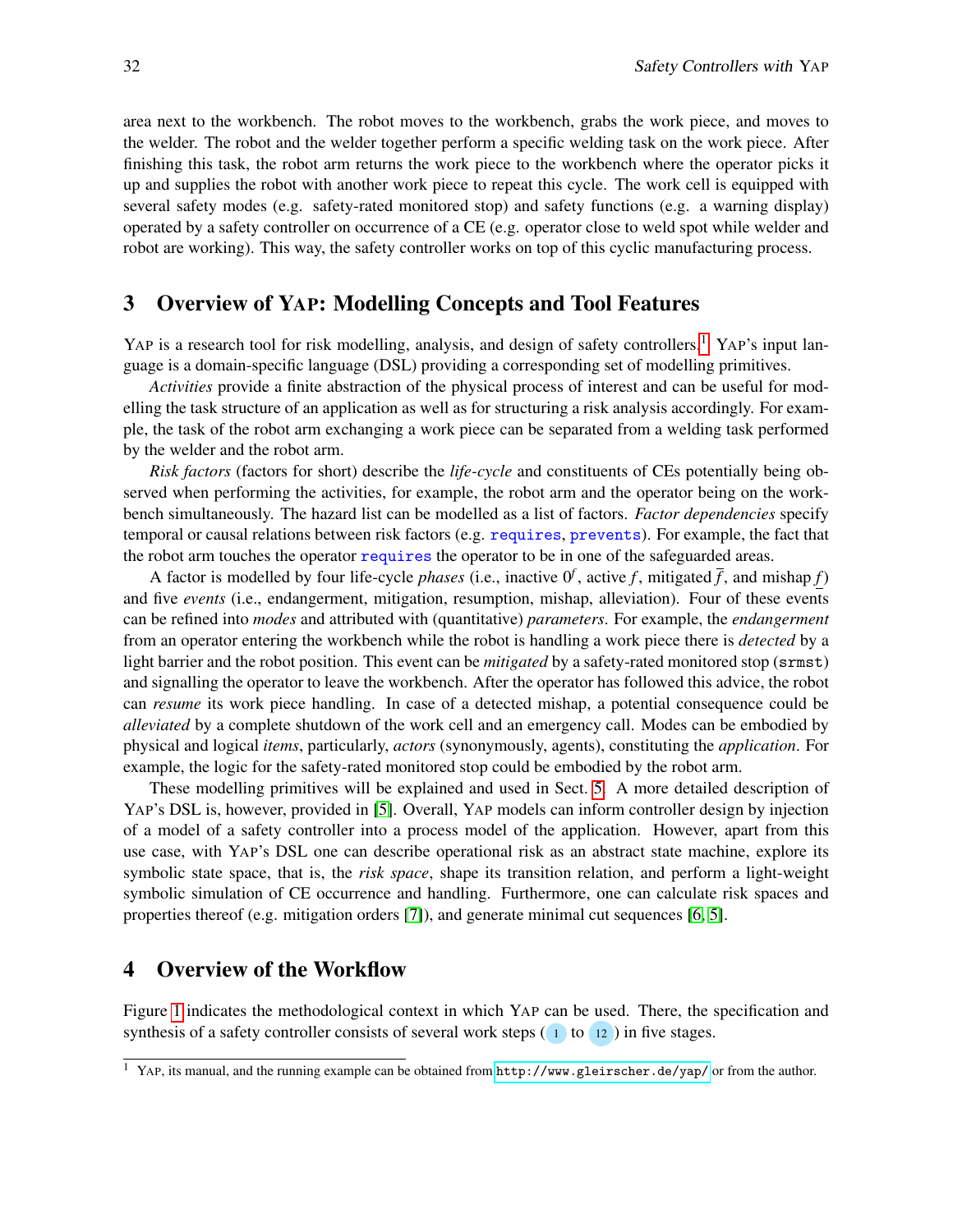area next to the workbench. The robot moves to the workbench, grabs the work piece, and moves to the welder. The robot and the welder together perform a specific welding task on the work piece. After finishing this task, the robot arm returns the work piece to the workbench where the operator picks it up and supplies the robot with another work piece to repeat this cycle. The work cell is equipped with several safety modes (e.g. safety-rated monitored stop) and safety functions (e.g. a warning display) operated by a safety controller on occurrence of a CE (e.g. operator close to weld spot while welder and robot are working). This way, the safety controller works on top of this cyclic manufacturing process.

## 3 Overview of YAP: Modelling Concepts and Tool Features

YAP is a research tool for risk modelling, analysis, and design of safety controllers.[1] YAP's input language is a domain-specific language (DSL) providing a corresponding set of modelling primitives.

*Activities* provide a finite abstraction of the physical process of interest and can be useful for modelling the task structure of an application as well as for structuring a risk analysis accordingly. For example, the task of the robot arm exchanging a work piece can be separated from a welding task performed by the welder and the robot arm.

*Risk factors* (factors for short) describe the *life-cycle* and constituents of CEs potentially being observed when performing the activities, for example, the robot arm and the operator being on the workbench simultaneously. The hazard list can be modelled as a list of factors. *Factor dependencies* specify temporal or causal relations between risk factors (e.g. `requires`, `prevents`). For example, the fact that the robot arm touches the operator `requires` the operator to be in one of the safeguarded areas.

A factor is modelled by four life-cycle *phases* (i.e., inactive $0^f$, active $f$, mitigated $\overline{f}$, and mishap $\underline{f}$) and five *events* (i.e., endangerment, mitigation, resumption, mishap, alleviation). Four of these events can be refined into *modes* and attributed with (quantitative) *parameters*. For example, the *endangerment* from an operator entering the workbench while the robot is handling a work piece there is *detected* by a light barrier and the robot position. This event can be *mitigated* by a safety-rated monitored stop (`srmst`) and signalling the operator to leave the workbench. After the operator has followed this advice, the robot can *resume* its work piece handling. In case of a detected mishap, a potential consequence could be *alleviated* by a complete shutdown of the work cell and an emergency call. Modes can be embodied by physical and logical *items*, particularly, *actors* (synonymously, agents), constituting the *application*. For example, the logic for the safety-rated monitored stop could be embodied by the robot arm.

These modelling primitives will be explained and used in Sect. 5. A more detailed description of YAP's DSL is, however, provided in [5]. Overall, YAP models can inform controller design by injection of a model of a safety controller into a process model of the application. However, apart from this use case, with YAP's DSL one can describe operational risk as an abstract state machine, explore its symbolic state space, that is, the *risk space*, shape its transition relation, and perform a light-weight symbolic simulation of CE occurrence and handling. Furthermore, one can calculate risk spaces and properties thereof (e.g. mitigation orders [7]), and generate minimal cut sequences [6, 5].

## 4 Overview of the Workflow

Figure 1 indicates the methodological context in which YAP can be used. There, the specification and synthesis of a safety controller consists of several work steps (1 to 12) in five stages.

[1] YAP, its manual, and the running example can be obtained from http://www.gleirscher.de/yap/ or from the author.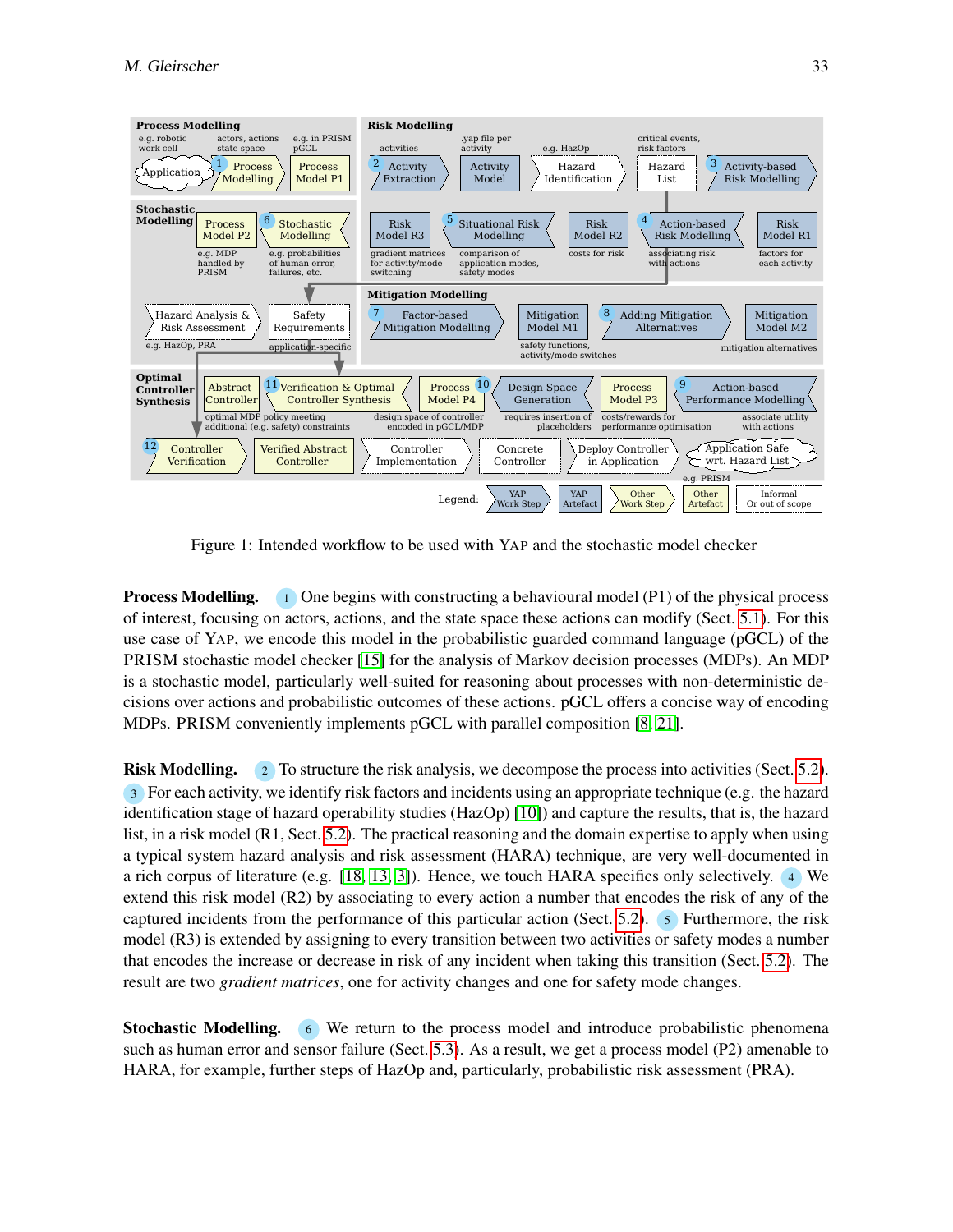Figure 1: Intended workflow to be used with YAP and the stochastic model checker

**Process Modelling.** (1) One begins with constructing a behavioural model (P1) of the physical process of interest, focusing on actors, actions, and the state space these actions can modify (Sect. 5.1). For this use case of YAP, we encode this model in the probabilistic guarded command language (pGCL) of the PRISM stochastic model checker [15] for the analysis of Markov decision processes (MDPs). An MDP is a stochastic model, particularly well-suited for reasoning about processes with non-deterministic decisions over actions and probabilistic outcomes of these actions. pGCL offers a concise way of encoding MDPs. PRISM conveniently implements pGCL with parallel composition [8, 21].

**Risk Modelling.** (2) To structure the risk analysis, we decompose the process into activities (Sect. 5.2). (3) For each activity, we identify risk factors and incidents using an appropriate technique (e.g. the hazard identification stage of hazard operability studies (HazOp) [10]) and capture the results, that is, the hazard list, in a risk model (R1, Sect. 5.2). The practical reasoning and the domain expertise to apply when using a typical system hazard analysis and risk assessment (HARA) technique, are very well-documented in a rich corpus of literature (e.g. [18, 13, 3]). Hence, we touch HARA specifics only selectively. (4) We extend this risk model (R2) by associating to every action a number that encodes the risk of any of the captured incidents from the performance of this particular action (Sect. 5.2). (5) Furthermore, the risk model (R3) is extended by assigning to every transition between two activities or safety modes a number that encodes the increase or decrease in risk of any incident when taking this transition (Sect. 5.2). The result are two *gradient matrices*, one for activity changes and one for safety mode changes.

**Stochastic Modelling.** (6) We return to the process model and introduce probabilistic phenomena such as human error and sensor failure (Sect. 5.3). As a result, we get a process model (P2) amenable to HARA, for example, further steps of HazOp and, particularly, probabilistic risk assessment (PRA).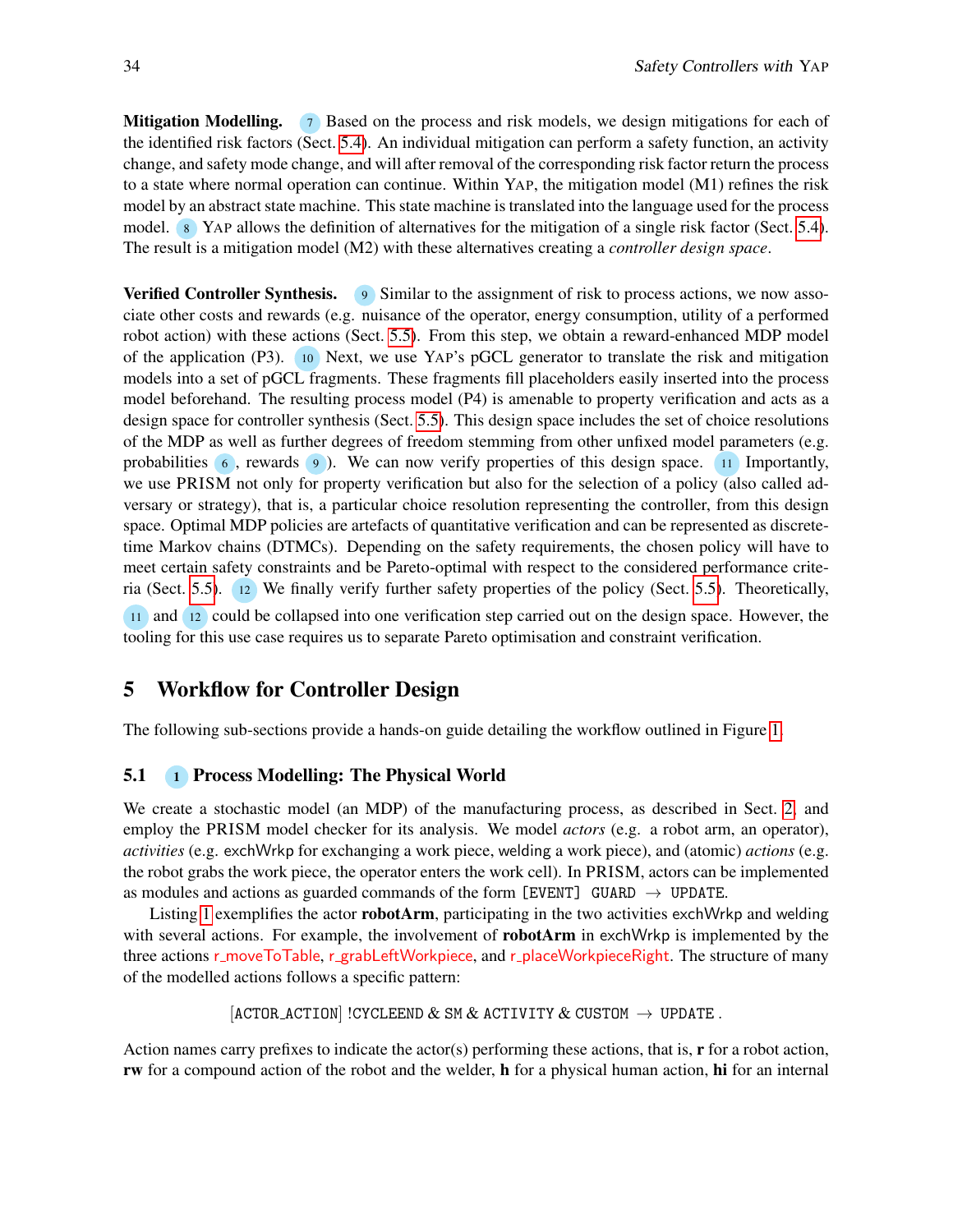**Mitigation Modelling.** 7 Based on the process and risk models, we design mitigations for each of the identified risk factors (Sect. 5.4). An individual mitigation can perform a safety function, an activity change, and safety mode change, and will after removal of the corresponding risk factor return the process to a state where normal operation can continue. Within YAP, the mitigation model (M1) refines the risk model by an abstract state machine. This state machine is translated into the language used for the process model. 8 YAP allows the definition of alternatives for the mitigation of a single risk factor (Sect. 5.4). The result is a mitigation model (M2) with these alternatives creating a *controller design space*.

**Verified Controller Synthesis.** 9 Similar to the assignment of risk to process actions, we now associate other costs and rewards (e.g. nuisance of the operator, energy consumption, utility of a performed robot action) with these actions (Sect. 5.5). From this step, we obtain a reward-enhanced MDP model of the application (P3). 10 Next, we use YAP's pGCL generator to translate the risk and mitigation models into a set of pGCL fragments. These fragments fill placeholders easily inserted into the process model beforehand. The resulting process model (P4) is amenable to property verification and acts as a design space for controller synthesis (Sect. 5.5). This design space includes the set of choice resolutions of the MDP as well as further degrees of freedom stemming from other unfixed model parameters (e.g. probabilities 6, rewards 9). We can now verify properties of this design space. 11 Importantly, we use PRISM not only for property verification but also for the selection of a policy (also called adversary or strategy), that is, a particular choice resolution representing the controller, from this design space. Optimal MDP policies are artefacts of quantitative verification and can be represented as discrete-time Markov chains (DTMCs). Depending on the safety requirements, the chosen policy will have to meet certain safety constraints and be Pareto-optimal with respect to the considered performance criteria (Sect. 5.5). 12 We finally verify further safety properties of the policy (Sect. 5.5). Theoretically, 11 and 12 could be collapsed into one verification step carried out on the design space. However, the tooling for this use case requires us to separate Pareto optimisation and constraint verification.

## 5 Workflow for Controller Design

The following sub-sections provide a hands-on guide detailing the workflow outlined in Figure 1.

### 5.1 1 Process Modelling: The Physical World

We create a stochastic model (an MDP) of the manufacturing process, as described in Sect. 2, and employ the PRISM model checker for its analysis. We model *actors* (e.g. a robot arm, an operator), *activities* (e.g. exchWrkp for exchanging a work piece, welding a work piece), and (atomic) *actions* (e.g. the robot grabs the work piece, the operator enters the work cell). In PRISM, actors can be implemented as modules and actions as guarded commands of the form `[EVENT] GUARD` $\rightarrow$ `UPDATE`.

Listing 1 exemplifies the actor **robotArm**, participating in the two activities exchWrkp and welding with several actions. For example, the involvement of **robotArm** in exchWrkp is implemented by the three actions r_moveToTable, r_grabLeftWorkpiece, and r_placeWorkpieceRight. The structure of many of the modelled actions follows a specific pattern:

$$[\texttt{ACTOR\_ACTION}]\ !\texttt{CYCLEEND}\ \&\ \texttt{SM}\ \&\ \texttt{ACTIVITY}\ \&\ \texttt{CUSTOM}\ \rightarrow\ \texttt{UPDATE}\,.$$

Action names carry prefixes to indicate the actor(s) performing these actions, that is, **r** for a robot action, **rw** for a compound action of the robot and the welder, **h** for a physical human action, **hi** for an internal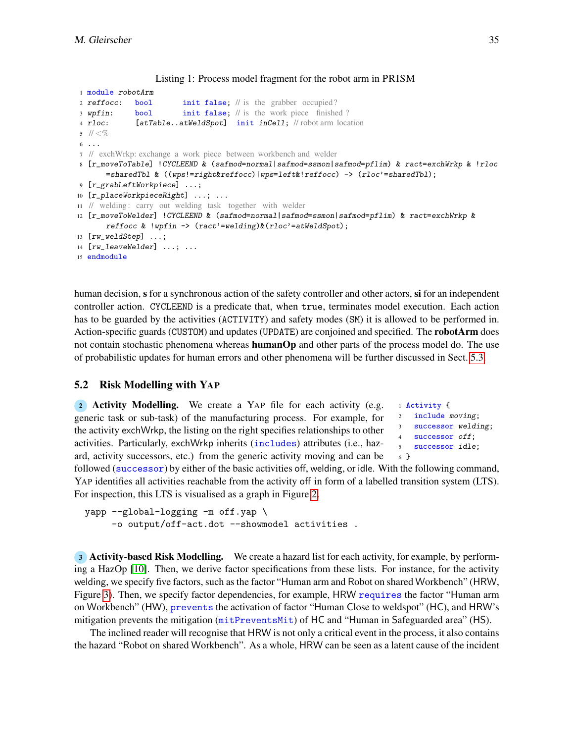Listing 1: Process model fragment for the robot arm in PRISM

```
1  module robotArm
2  reffocc:    bool        init false; // is the grabber occupied?
3  wpfin:      bool        init false; // is the work piece finished ?
4  rloc:       [atTable..atWeldSpot]  init inCell; // robot arm location
5  // <%
6  ...
7  // exchWrkp: exchange a work piece between workbench and welder
8  [r_moveToTable] !CYCLEEND & (safmod=normal|safmod=ssmon|safmod=pflim) & ract=exchWrkp & !rloc
       =sharedTbl & ((wps!=right&reffocc)|wps=left&!reffocc) -> (rloc'=sharedTbl);
9  [r_grabLeftWorkpiece] ...;
10 [r_placeWorkpieceRight] ...; ...
11 // welding: carry out welding task together with welder
12 [r_moveToWelder] !CYCLEEND & (safmod=normal|safmod=ssmon|safmod=pflim) & ract=exchWrkp &
       reffocc & !wpfin -> (ract'=welding)&(rloc'=atWeldSpot);
13 [rw_weldStep] ...;
14 [rw_leaveWelder] ...; ...
15 endmodule
```

human decision, **s** for a synchronous action of the safety controller and other actors, **si** for an independent controller action. `CYCLEEND` is a predicate that, when `true`, terminates model execution. Each action has to be guarded by the activities (`ACTIVITY`) and safety modes (`SM`) it is allowed to be performed in. Action-specific guards (`CUSTOM`) and updates (`UPDATE`) are conjoined and specified. The **robotArm** does not contain stochastic phenomena whereas **humanOp** and other parts of the process model do. The use of probabilistic updates for human errors and other phenomena will be further discussed in Sect. 5.3.

## 5.2 Risk Modelling with YAP

**2 Activity Modelling.** We create a YAP file for each activity (e.g. generic task or sub-task) of the manufacturing process. For example, for the activity exchWrkp, the listing on the right specifies relationships to other activities. Particularly, exchWrkp inherits (`includes`) attributes (i.e., hazard, activity successors, etc.) from the generic activity moving and can be followed (`successor`) by either of the basic activities off, welding, or idle. With the following command, YAP identifies all activities reachable from the activity off in form of a labelled transition system (LTS). For inspection, this LTS is visualised as a graph in Figure 2.

```
1 Activity {
2   include moving;
3   successor welding;
4   successor off;
5   successor idle;
6 }
```

```
yapp --global-logging -m off.yap \
     -o output/off-act.dot --showmodel activities .
```

**3 Activity-based Risk Modelling.** We create a hazard list for each activity, for example, by performing a HazOp [10]. Then, we derive factor specifications from these lists. For instance, for the activity welding, we specify five factors, such as the factor "Human arm and Robot on shared Workbench" (HRW, Figure 3). Then, we specify factor dependencies, for example, HRW `requires` the factor "Human arm on Workbench" (HW), `prevents` the activation of factor "Human Close to weldspot" (HC), and HRW's mitigation prevents the mitigation (`mitPreventsMit`) of HC and "Human in Safeguarded area" (HS).

The inclined reader will recognise that HRW is not only a critical event in the process, it also contains the hazard "Robot on shared Workbench". As a whole, HRW can be seen as a latent cause of the incident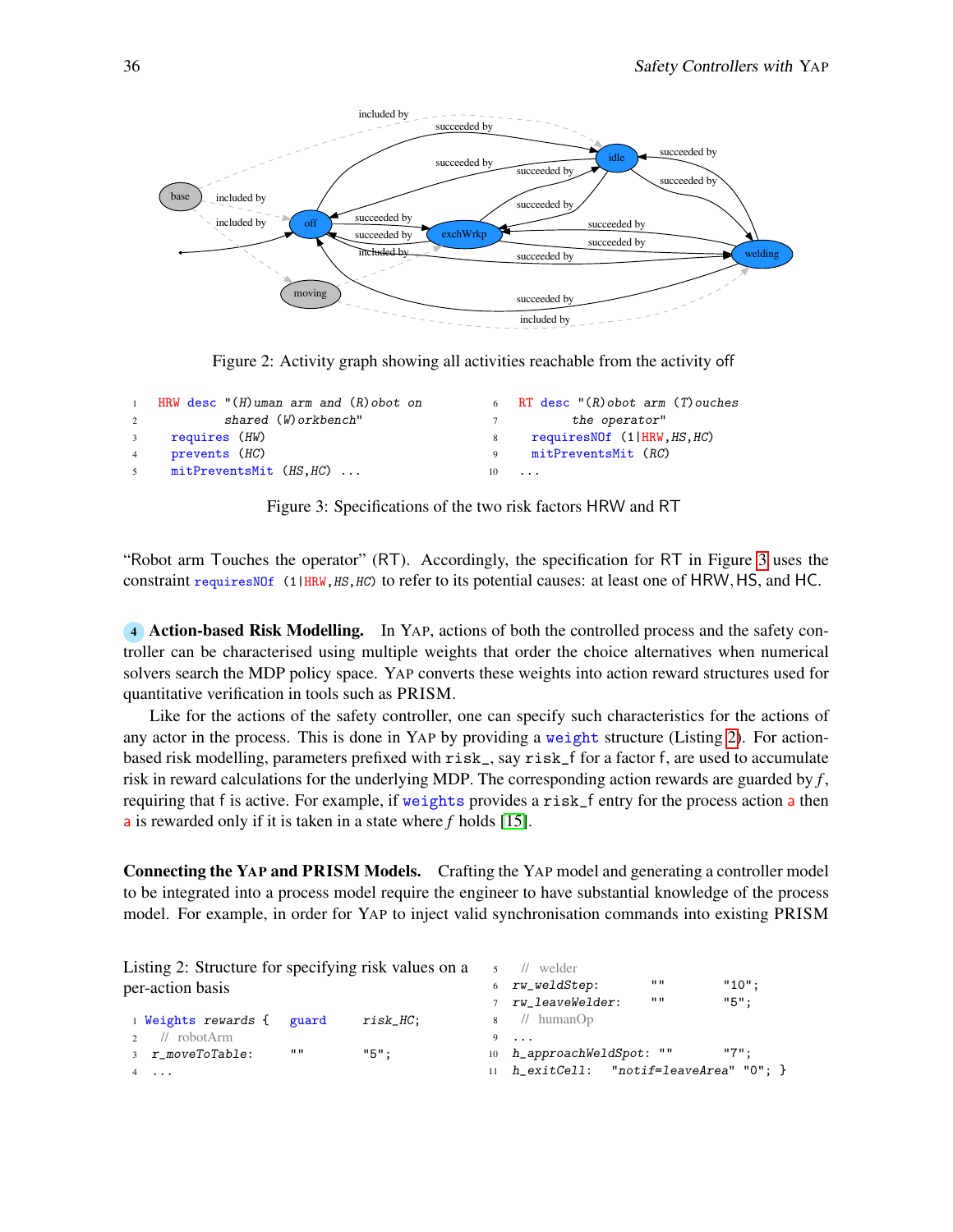Figure 2: Activity graph showing all activities reachable from the activity off

```
1  HRW desc "(H)uman arm and (R)obot on
2           shared (W)orkbench"
3    requires (HW)
4    prevents (HC)
5    mitPreventsMit (HS,HC) ...
```

```
6  RT desc "(R)obot arm (T)ouches
7          the operator"
8    requiresNOf (1|HRW,HS,HC)
9    mitPreventsMit (RC)
10 ...
```

Figure 3: Specifications of the two risk factors HRW and RT

"Robot arm Touches the operator" (RT). Accordingly, the specification for RT in Figure 3 uses the constraint `requiresNOf (1|HRW,HS,HC)` to refer to its potential causes: at least one of HRW, HS, and HC.

**4 Action-based Risk Modelling.** In YAP, actions of both the controlled process and the safety controller can be characterised using multiple weights that order the choice alternatives when numerical solvers search the MDP policy space. YAP converts these weights into action reward structures used for quantitative verification in tools such as PRISM.

Like for the actions of the safety controller, one can specify such characteristics for the actions of any actor in the process. This is done in YAP by providing a `weight` structure (Listing 2). For action-based risk modelling, parameters prefixed with `risk_`, say `risk_f` for a factor f, are used to accumulate risk in reward calculations for the underlying MDP. The corresponding action rewards are guarded by *f*, requiring that f is active. For example, if `weights` provides a `risk_f` entry for the process action `a` then `a` is rewarded only if it is taken in a state where *f* holds [15].

**Connecting the YAP and PRISM Models.** Crafting the YAP model and generating a controller model to be integrated into a process model require the engineer to have substantial knowledge of the process model. For example, in order for YAP to inject valid synchronisation commands into existing PRISM

Listing 2: Structure for specifying risk values on a per-action basis

```
1  Weights rewards {  guard           risk_HC;
2    // robotArm
3    r_moveToTable:    ""              "5";
4    ...
5    // welder
6    rw_weldStep:      ""              "10";
7    rw_leaveWelder:   ""              "5";
8    // humanOp
9    ...
10   h_approachWeldSpot: ""            "7";
11   h_exitCell:   "notif=leaveArea"   "0"; }
```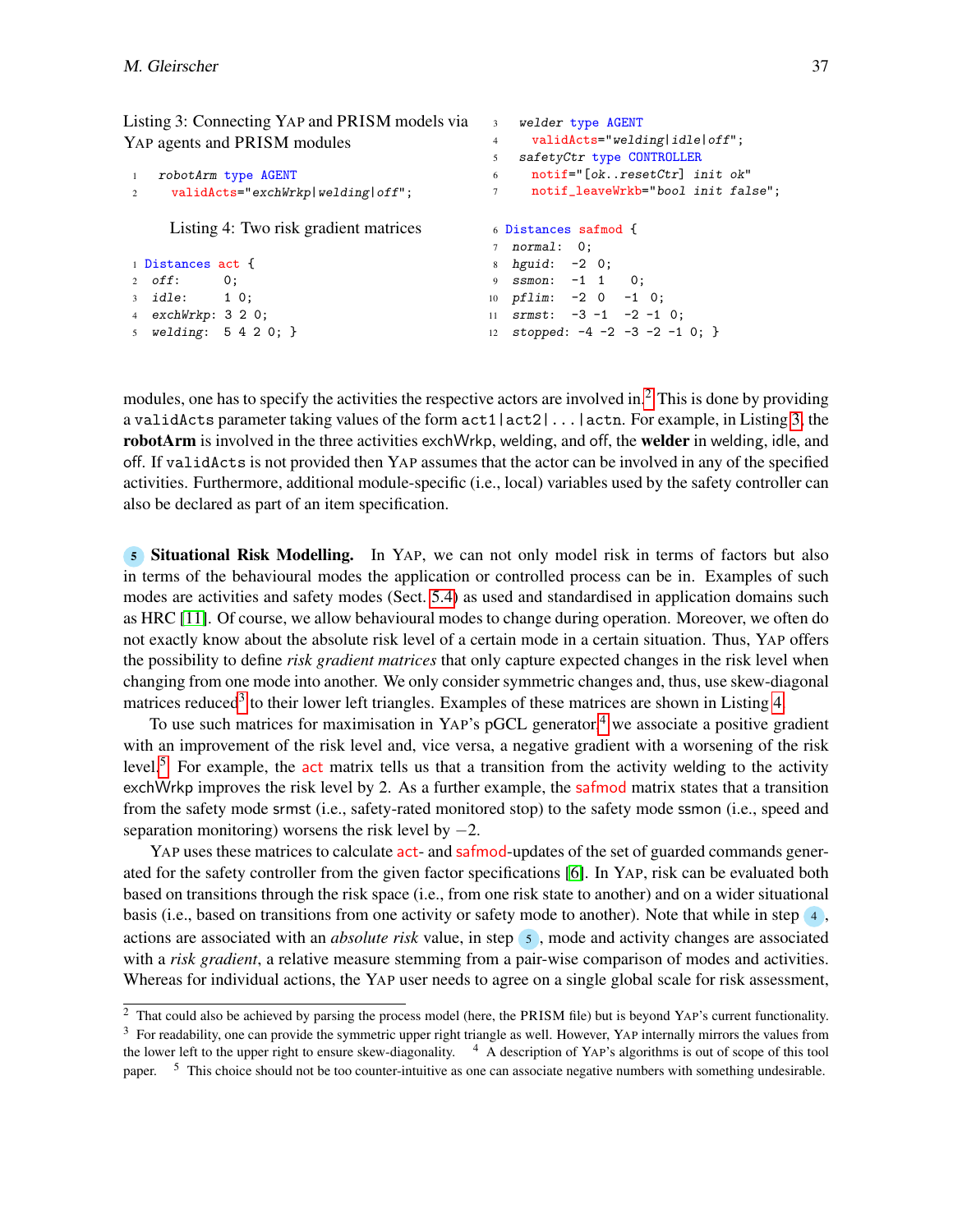Listing 3: Connecting YAP and PRISM models via YAP agents and PRISM modules

```
1  robotArm type AGENT
2    validActs="exchWrkp|welding|off";
3  welder type AGENT
4    validActs="welding|idle|off";
5  safetyCtr type CONTROLLER
6    notif="[ok..resetCtr] init ok"
7    notif_leaveWrkb="bool init false";
```

Listing 4: Two risk gradient matrices

```
1 Distances act {
2  off:      0;
3  idle:     1 0;
4  exchWrkp: 3 2 0;
5  welding:  5 4 2 0; }
6 Distances safmod {
7  normal:  0;
8  hguid:  -2 0;
9  ssmon:  -1 1    0;
10 pflim:  -2 0   -1 0;
11 srmst:  -3 -1  -2 -1 0;
12 stopped: -4 -2 -3 -2 -1 0; }
```

modules, one has to specify the activities the respective actors are involved in.[2] This is done by providing a `validActs` parameter taking values of the form `act1|act2|...|actn`. For example, in Listing 3, the **robotArm** is involved in the three activities exchWrkp, welding, and off, the **welder** in welding, idle, and off. If `validActs` is not provided then YAP assumes that the actor can be involved in any of the specified activities. Furthermore, additional module-specific (i.e., local) variables used by the safety controller can also be declared as part of an item specification.

**5 Situational Risk Modelling.** In YAP, we can not only model risk in terms of factors but also in terms of the behavioural modes the application or controlled process can be in. Examples of such modes are activities and safety modes (Sect. 5.4) as used and standardised in application domains such as HRC [11]. Of course, we allow behavioural modes to change during operation. Moreover, we often do not exactly know about the absolute risk level of a certain mode in a certain situation. Thus, YAP offers the possibility to define *risk gradient matrices* that only capture expected changes in the risk level when changing from one mode into another. We only consider symmetric changes and, thus, use skew-diagonal matrices reduced[3] to their lower left triangles. Examples of these matrices are shown in Listing 4.

To use such matrices for maximisation in YAP's pGCL generator,[4] we associate a positive gradient with an improvement of the risk level and, vice versa, a negative gradient with a worsening of the risk level.[5] For example, the act matrix tells us that a transition from the activity welding to the activity exchWrkp improves the risk level by 2. As a further example, the safmod matrix states that a transition from the safety mode srmst (i.e., safety-rated monitored stop) to the safety mode ssmon (i.e., speed and separation monitoring) worsens the risk level by $-2$.

YAP uses these matrices to calculate act- and safmod-updates of the set of guarded commands generated for the safety controller from the given factor specifications [6]. In YAP, risk can be evaluated both based on transitions through the risk space (i.e., from one risk state to another) and on a wider situational basis (i.e., based on transitions from one activity or safety mode to another). Note that while in step 4, actions are associated with an *absolute risk* value, in step 5, mode and activity changes are associated with a *risk gradient*, a relative measure stemming from a pair-wise comparison of modes and activities. Whereas for individual actions, the YAP user needs to agree on a single global scale for risk assessment,

[2] That could also be achieved by parsing the process model (here, the PRISM file) but is beyond YAP's current functionality.
[3] For readability, one can provide the symmetric upper right triangle as well. However, YAP internally mirrors the values from the lower left to the upper right to ensure skew-diagonality.
[4] A description of YAP's algorithms is out of scope of this tool paper.
[5] This choice should not be too counter-intuitive as one can associate negative numbers with something undesirable.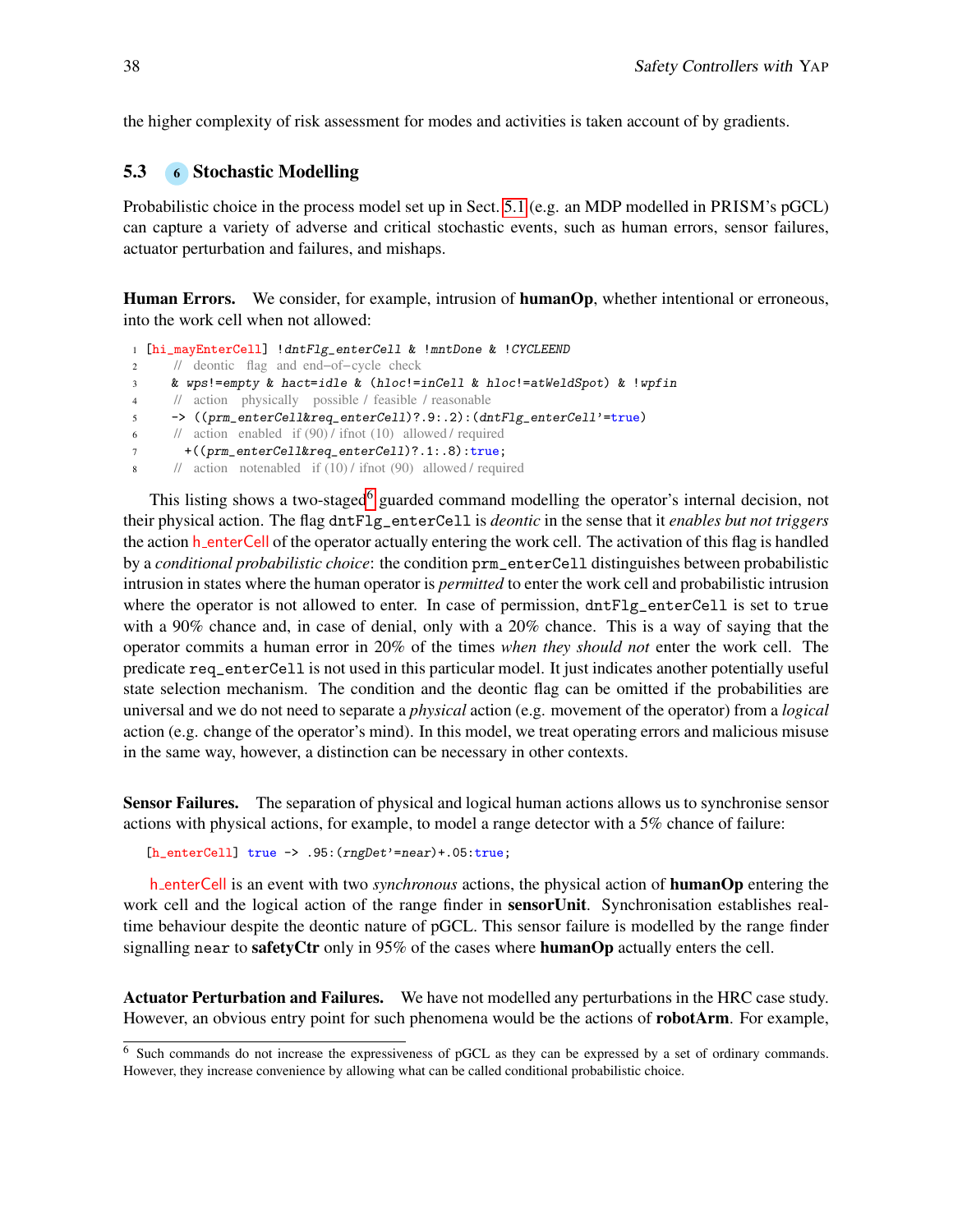the higher complexity of risk assessment for modes and activities is taken account of by gradients.

## 5.3 6 Stochastic Modelling

Probabilistic choice in the process model set up in Sect. 5.1 (e.g. an MDP modelled in PRISM's pGCL) can capture a variety of adverse and critical stochastic events, such as human errors, sensor failures, actuator perturbation and failures, and mishaps.

**Human Errors.** We consider, for example, intrusion of **humanOp**, whether intentional or erroneous, into the work cell when not allowed:

```
1 [hi_mayEnterCell] !dntFlg_enterCell & !mntDone & !CYCLEEND
2    // deontic flag and end-of-cycle check
3    & wps!=empty & hact=idle & (hloc!=inCell & hloc!=atWeldSpot) & !wpfin
4    // action physically possible / feasible / reasonable
5    -> ((prm_enterCell&req_enterCell)?.9:.2):(dntFlg_enterCell'=true)
6    // action enabled if (90) / ifnot (10) allowed / required
7      +((prm_enterCell&req_enterCell)?.1:.8):true;
8    // action notenabled if (10) / ifnot (90) allowed / required
```

This listing shows a two-staged[6] guarded command modelling the operator's internal decision, not their physical action. The flag `dntFlg_enterCell` is *deontic* in the sense that it *enables but not triggers* the action h_enterCell of the operator actually entering the work cell. The activation of this flag is handled by a *conditional probabilistic choice*: the condition `prm_enterCell` distinguishes between probabilistic intrusion in states where the human operator is *permitted* to enter the work cell and probabilistic intrusion where the operator is not allowed to enter. In case of permission, `dntFlg_enterCell` is set to `true` with a 90% chance and, in case of denial, only with a 20% chance. This is a way of saying that the operator commits a human error in 20% of the times *when they should not* enter the work cell. The predicate `req_enterCell` is not used in this particular model. It just indicates another potentially useful state selection mechanism. The condition and the deontic flag can be omitted if the probabilities are universal and we do not need to separate a *physical* action (e.g. movement of the operator) from a *logical* action (e.g. change of the operator's mind). In this model, we treat operating errors and malicious misuse in the same way, however, a distinction can be necessary in other contexts.

**Sensor Failures.** The separation of physical and logical human actions allows us to synchronise sensor actions with physical actions, for example, to model a range detector with a 5% chance of failure:

```
[h_enterCell] true -> .95:(rngDet'=near)+.05:true;
```

h_enterCell is an event with two *synchronous* actions, the physical action of **humanOp** entering the work cell and the logical action of the range finder in **sensorUnit**. Synchronisation establishes real-time behaviour despite the deontic nature of pGCL. This sensor failure is modelled by the range finder signalling `near` to **safetyCtr** only in 95% of the cases where **humanOp** actually enters the cell.

**Actuator Perturbation and Failures.** We have not modelled any perturbations in the HRC case study. However, an obvious entry point for such phenomena would be the actions of **robotArm**. For example,

[6] Such commands do not increase the expressiveness of pGCL as they can be expressed by a set of ordinary commands. However, they increase convenience by allowing what can be called conditional probabilistic choice.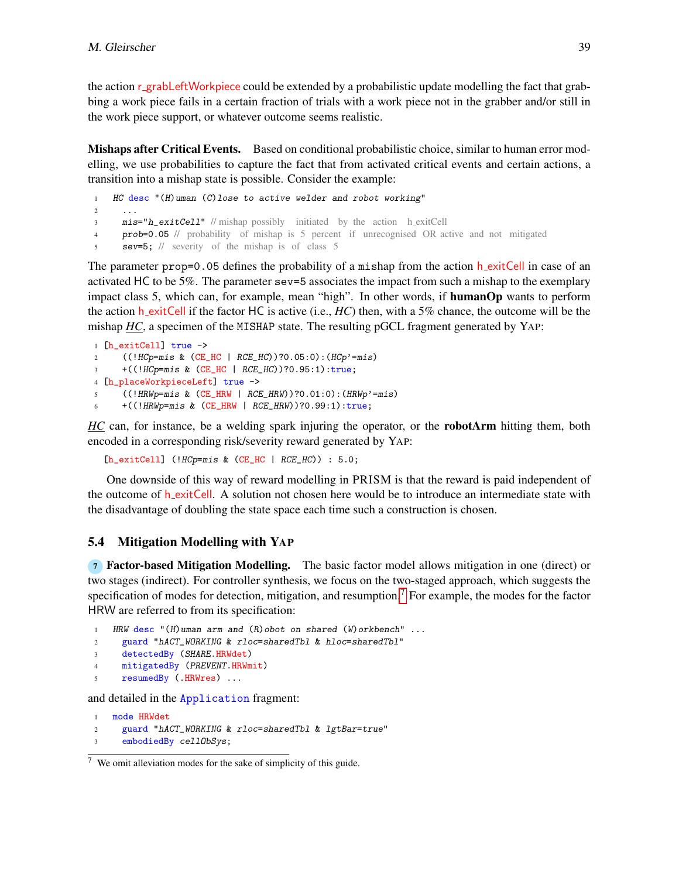the action r_grabLeftWorkpiece could be extended by a probabilistic update modelling the fact that grabbing a work piece fails in a certain fraction of trials with a work piece not in the grabber and/or still in the work piece support, or whatever outcome seems realistic.

**Mishaps after Critical Events.** Based on conditional probabilistic choice, similar to human error modelling, we use probabilities to capture the fact that from activated critical events and certain actions, a transition into a mishap state is possible. Consider the example:

```
1  HC desc "(H)uman (C)lose to active welder and robot working"
2    ...
3    mis="h_exitCell" // mishap possibly initiated by the action h_exitCell
4    prob=0.05 // probability of mishap is 5 percent if unrecognised OR active and not mitigated
5    sev=5; // severity of the mishap is of class 5
```

The parameter `prop=0.05` defines the probability of a `mishap` from the action h_exitCell in case of an activated HC to be 5%. The parameter `sev=5` associates the impact from such a mishap to the exemplary impact class 5, which can, for example, mean "high". In other words, if **humanOp** wants to perform the action h_exitCell if the factor HC is active (i.e., *HC*) then, with a 5% chance, the outcome will be the mishap ***HC***, a specimen of the `MISHAP` state. The resulting pGCL fragment generated by YAP:

```
1 [h_exitCell] true ->
2     ((!HCp=mis & (CE_HC | RCE_HC))?0.05:0):(HCp'=mis)
3     +((!HCp=mis & (CE_HC | RCE_HC))?0.95:1):true;
4 [h_placeWorkpieceLeft] true ->
5     ((!HRWp=mis & (CE_HRW | RCE_HRW))?0.01:0):(HRWp'=mis)
6     +((!HRWp=mis & (CE_HRW | RCE_HRW))?0.99:1):true;
```

***HC*** can, for instance, be a welding spark injuring the operator, or the **robotArm** hitting them, both encoded in a corresponding risk/severity reward generated by YAP:

```
[h_exitCell] (!HCp=mis & (CE_HC | RCE_HC)) : 5.0;
```

One downside of this way of reward modelling in PRISM is that the reward is paid independent of the outcome of h_exitCell. A solution not chosen here would be to introduce an intermediate state with the disadvantage of doubling the state space each time such a construction is chosen.

## 5.4 Mitigation Modelling with YAP

**7 Factor-based Mitigation Modelling.** The basic factor model allows mitigation in one (direct) or two stages (indirect). For controller synthesis, we focus on the two-staged approach, which suggests the specification of modes for detection, mitigation, and resumption.[7] For example, the modes for the factor HRW are referred to from its specification:

```
1  HRW desc "(H)uman arm and (R)obot on shared (W)orkbench" ...
2    guard "hACT_WORKING & rloc=sharedTbl & hloc=sharedTbl"
3    detectedBy (SHARE.HRWdet)
4    mitigatedBy (PREVENT.HRWmit)
5    resumedBy (.HRWres) ...
```

and detailed in the `Application` fragment:

```
1  mode HRWdet
2    guard "hACT_WORKING & rloc=sharedTbl & lgtBar=true"
3    embodiedBy cellObSys;
```

[7] We omit alleviation modes for the sake of simplicity of this guide.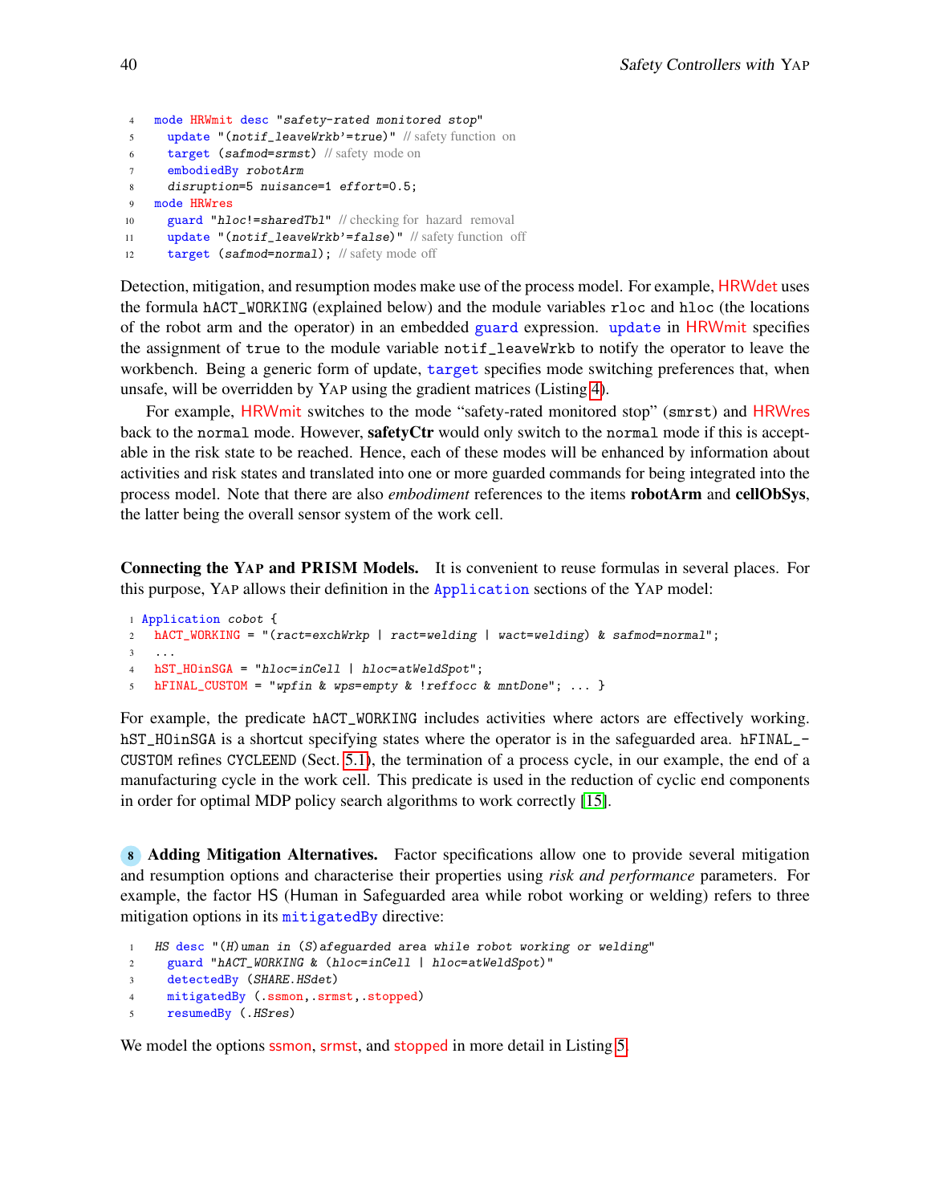```
4  mode HRWmit desc "safety-rated monitored stop"
5    update "(notif_leaveWrkb'=true)" // safety function on
6    target (safmod=srmst) // safety mode on
7    embodiedBy robotArm
8    disruption=5 nuisance=1 effort=0.5;
9  mode HRWres
10   guard "hloc!=sharedTbl" // checking for hazard removal
11   update "(notif_leaveWrkb'=false)" // safety function off
12   target (safmod=normal); // safety mode off
```

Detection, mitigation, and resumption modes make use of the process model. For example, HRWdet uses the formula `hACT_WORKING` (explained below) and the module variables `rloc` and `hloc` (the locations of the robot arm and the operator) in an embedded `guard` expression. `update` in HRWmit specifies the assignment of `true` to the module variable `notif_leaveWrkb` to notify the operator to leave the workbench. Being a generic form of update, `target` specifies mode switching preferences that, when unsafe, will be overridden by YAP using the gradient matrices (Listing 4).

For example, HRWmit switches to the mode "safety-rated monitored stop" (`smrst`) and HRWres back to the `normal` mode. However, **safetyCtr** would only switch to the `normal` mode if this is acceptable in the risk state to be reached. Hence, each of these modes will be enhanced by information about activities and risk states and translated into one or more guarded commands for being integrated into the process model. Note that there are also *embodiment* references to the items **robotArm** and **cellObsSys**, the latter being the overall sensor system of the work cell.

**Connecting the YAP and PRISM Models.** It is convenient to reuse formulas in several places. For this purpose, YAP allows their definition in the `Application` sections of the YAP model:

```
1 Application cobot {
2   hACT_WORKING = "(ract=exchWrkp | ract=welding | wact=welding) & safmod=normal";
3   ...
4   hST_HOinSGA = "hloc=inCell | hloc=atWeldSpot";
5   hFINAL_CUSTOM = "wpfin & wps=empty & !reffocc & mntDone"; ... }
```

For example, the predicate `hACT_WORKING` includes activities where actors are effectively working. `hST_HOinSGA` is a shortcut specifying states where the operator is in the safeguarded area. `hFINAL_CUSTOM` refines `CYCLEEND` (Sect. 5.1), the termination of a process cycle, in our example, the end of a manufacturing cycle in the work cell. This predicate is used in the reduction of cyclic end components in order for optimal MDP policy search algorithms to work correctly [15].

**8 Adding Mitigation Alternatives.** Factor specifications allow one to provide several mitigation and resumption options and characterise their properties using *risk and performance* parameters. For example, the factor HS (Human in Safeguarded area while robot working or welding) refers to three mitigation options in its `mitigatedBy` directive:

```
1  HS desc "(H)uman in (S)afeguarded area while robot working or welding"
2    guard "hACT_WORKING & (hloc=inCell | hloc=atWeldSpot)"
3    detectedBy (SHARE.HSdet)
4    mitigatedBy (.ssmon,.srmst,.stopped)
5    resumedBy (.HSres)
```

We model the options ssmon, srmst, and stopped in more detail in Listing 5.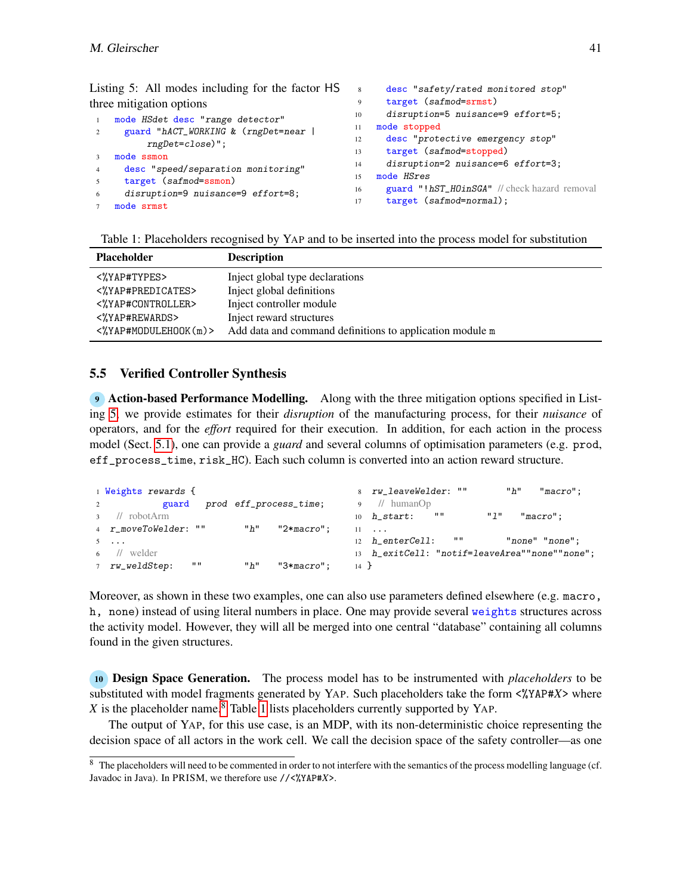Listing 5: All modes including for the factor HS three mitigation options

```
mode HSdet desc "range detector"
  guard "hACT_WORKING & (rngDet=near |
      rngDet=close)";
mode ssmon
  desc "speed/separation monitoring"
  target (safmod=ssmon)
  disruption=9 nuisance=9 effort=8;
mode srmst
  desc "safety/rated monitored stop"
  target (safmod=srmst)
  disruption=5 nuisance=9 effort=5;
mode stopped
  desc "protective emergency stop"
  target (safmod=stopped)
  disruption=2 nuisance=6 effort=3;
mode HSres
  guard "!hST_HOinSGA" // check hazard removal
  target (safmod=normal);
```

Table 1: Placeholders recognised by YAP and to be inserted into the process model for substitution

| Placeholder | Description |
|---|---|
| `<%YAP#TYPES>` | Inject global type declarations |
| `<%YAP#PREDICATES>` | Inject global definitions |
| `<%YAP#CONTROLLER>` | Inject controller module |
| `<%YAP#REWARDS>` | Inject reward structures |
| `<%YAP#MODULEHOOK(m)>` | Add data and command definitions to application module `m` |

## 5.5 Verified Controller Synthesis

**9 Action-based Performance Modelling.** Along with the three mitigation options specified in Listing 5, we provide estimates for their *disruption* of the manufacturing process, for their *nuisance* of operators, and for the *effort* required for their execution. In addition, for each action in the process model (Sect. 5.1), one can provide a *guard* and several columns of optimisation parameters (e.g. `prod`, `eff_process_time`, `risk_HC`). Each such column is converted into an action reward structure.

```
Weights rewards {
            guard    prod  eff_process_time;
  // robotArm
  r_moveToWelder: ""        "h"    "2*macro";
  ...
  // welder
  rw_weldStep:    ""        "h"    "3*macro";
  rw_leaveWelder: ""        "h"    "macro";
  // humanOp
  h_start:    ""        "l"    "macro";
  ...
  h_enterCell:    ""        "none" "none";
  h_exitCell: "notif=leaveArea""none""none";
}
```

Moreover, as shown in these two examples, one can also use parameters defined elsewhere (e.g. `macro, h, none`) instead of using literal numbers in place. One may provide several `weights` structures across the activity model. However, they will all be merged into one central "database" containing all columns found in the given structures.

**10 Design Space Generation.** The process model has to be instrumented with *placeholders* to be substituted with model fragments generated by YAP. Such placeholders take the form `<%YAP#`*X*`>` where *X* is the placeholder name.[8] Table 1 lists placeholders currently supported by YAP.

The output of YAP, for this use case, is an MDP, with its non-deterministic choice representing the decision space of all actors in the work cell. We call the decision space of the safety controller—as one

[8] The placeholders will need to be commented in order to not interfere with the semantics of the process modelling language (cf. Javadoc in Java). In PRISM, we therefore use `//<%YAP#`*X*`>`.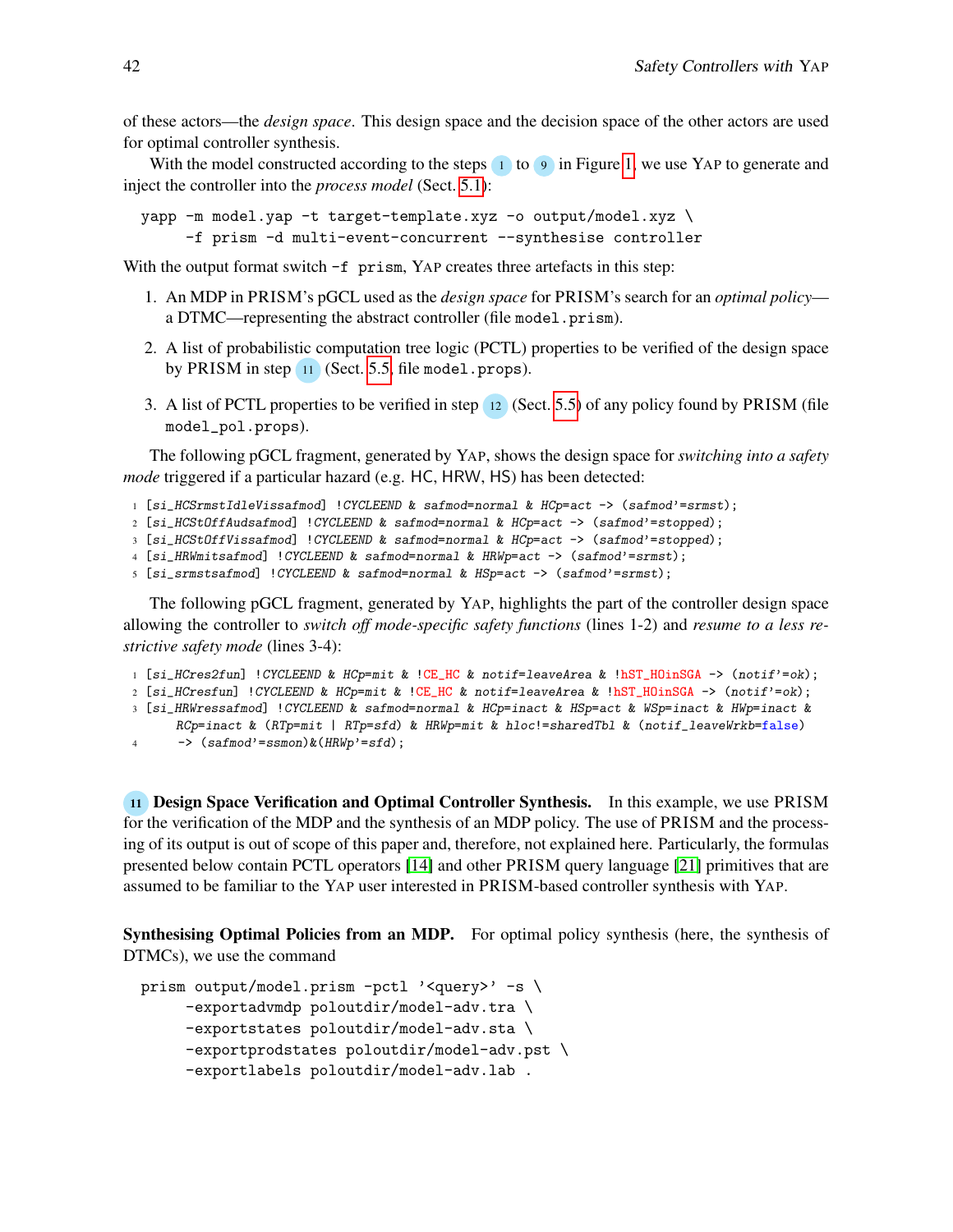of these actors—the *design space*. This design space and the decision space of the other actors are used for optimal controller synthesis.

With the model constructed according to the steps 1 to 9 in Figure 1, we use YAP to generate and inject the controller into the *process model* (Sect. 5.1):

```
yapp -m model.yap -t target-template.xyz -o output/model.xyz \
     -f prism -d multi-event-concurrent --synthesise controller
```

With the output format switch `-f prism`, YAP creates three artefacts in this step:

1. An MDP in PRISM's pGCL used as the *design space* for PRISM's search for an *optimal policy*—a DTMC—representing the abstract controller (file `model.prism`).
2. A list of probabilistic computation tree logic (PCTL) properties to be verified of the design space by PRISM in step 11 (Sect. 5.5, file `model.props`).
3. A list of PCTL properties to be verified in step 12 (Sect. 5.5) of any policy found by PRISM (file `model_pol.props`).

The following pGCL fragment, generated by YAP, shows the design space for *switching into a safety mode* triggered if a particular hazard (e.g. HC, HRW, HS) has been detected:

```
1 [si_HCSrmstIdleVissafmod] !CYCLEEND & safmod=normal & HCp=act -> (safmod'=srmst);
2 [si_HCStOffAudsafmod] !CYCLEEND & safmod=normal & HCp=act -> (safmod'=stopped);
3 [si_HCStOffVissafmod] !CYCLEEND & safmod=normal & HCp=act -> (safmod'=stopped);
4 [si_HRWmitsafmod] !CYCLEEND & safmod=normal & HRWp=act -> (safmod'=srmst);
5 [si_srmstsafmod] !CYCLEEND & safmod=normal & HSp=act -> (safmod'=srmst);
```

The following pGCL fragment, generated by YAP, highlights the part of the controller design space allowing the controller to *switch off mode-specific safety functions* (lines 1-2) and *resume to a less restrictive safety mode* (lines 3-4):

```
1 [si_HCres2fun] !CYCLEEND & HCp=mit & !CE_HC & notif=leaveArea & !hST_HOinSGA -> (notif'=ok);
2 [si_HCresfun] !CYCLEEND & HCp=mit & !CE_HC & notif=leaveArea & !hST_HOinSGA -> (notif'=ok);
3 [si_HRWressafmod] !CYCLEEND & safmod=normal & HCp=inact & HSp=act & WSp=inact & HWp=inact &
     RCp=inact & (RTp=mit | RTp=sfd) & HRWp=mit & hloc!=sharedTbl & (notif_leaveWrkb=false)
4    -> (safmod'=ssmon)&(HRWp'=sfd);
```

**11 Design Space Verification and Optimal Controller Synthesis.** In this example, we use PRISM for the verification of the MDP and the synthesis of an MDP policy. The use of PRISM and the processing of its output is out of scope of this paper and, therefore, not explained here. Particularly, the formulas presented below contain PCTL operators [14] and other PRISM query language [21] primitives that are assumed to be familiar to the YAP user interested in PRISM-based controller synthesis with YAP.

**Synthesising Optimal Policies from an MDP.** For optimal policy synthesis (here, the synthesis of DTMCs), we use the command

```
prism output/model.prism -pctl '<query>' -s \
     -exportadvmdp poloutdir/model-adv.tra \
     -exportstates poloutdir/model-adv.sta \
     -exportprodstates poloutdir/model-adv.pst \
     -exportlabels poloutdir/model-adv.lab .
```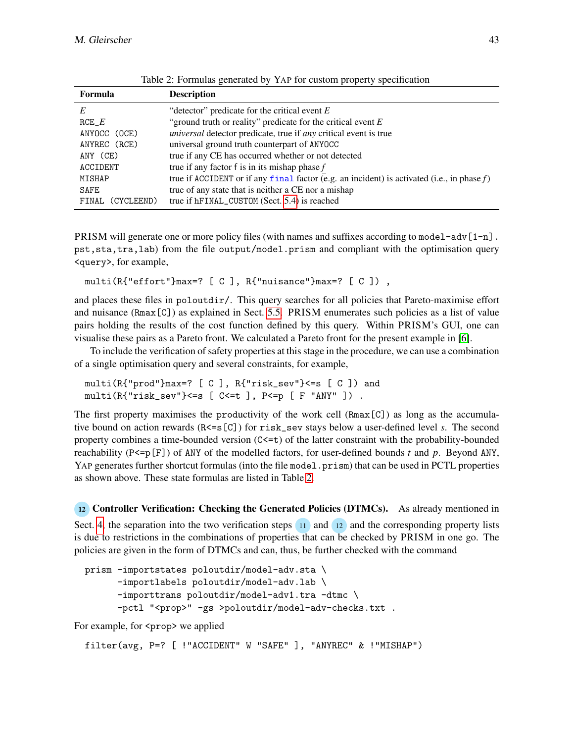Table 2: Formulas generated by YAP for custom property specification

| Formula | Description |
|---|---|
| $E$ | "detector" predicate for the critical event $E$ |
| RCE_$E$ | "ground truth or reality" predicate for the critical event $E$ |
| ANYOCC (OCE) | *universal* detector predicate, true if *any* critical event is true |
| ANYREC (RCE) | universal ground truth counterpart of ANYOCC |
| ANY (CE) | true if any CE has occurred whether or not detected |
| ACCIDENT | true if any factor f is in its mishap phase $f$ |
| MISHAP | true if ACCIDENT or if any final factor (e.g. an incident) is activated (i.e., in phase $f$) |
| SAFE | true of any state that is neither a CE nor a mishap |
| FINAL (CYCLEEND) | true if hFINAL_CUSTOM (Sect. 5.4) is reached |

PRISM will generate one or more policy files (with names and suffixes according to model-adv[1-n].pst,sta,tra,lab) from the file output/model.prism and compliant with the optimisation query <query>, for example,

```
multi(R{"effort"}max=? [ C ], R{"nuisance"}max=? [ C ]) ,
```

and places these files in poloutdir/. This query searches for all policies that Pareto-maximise effort and nuisance (Rmax[C]) as explained in Sect. 5.5. PRISM enumerates such policies as a list of value pairs holding the results of the cost function defined by this query. Within PRISM's GUI, one can visualise these pairs as a Pareto front. We calculated a Pareto front for the present example in [6].

To include the verification of safety properties at this stage in the procedure, we can use a combination of a single optimisation query and several constraints, for example,

```
multi(R{"prod"}max=? [ C ], R{"risk_sev"}<=s [ C ]) and
multi(R{"risk_sev"}<=s [ C<=t ], P<=p [ F "ANY" ]) .
```

The first property maximises the productivity of the work cell (Rmax[C]) as long as the accumulative bound on action rewards (R<=s[C]) for risk_sev stays below a user-defined level $s$. The second property combines a time-bounded version (C<=t) of the latter constraint with the probability-bounded reachability (P<=p[F]) of ANY of the modelled factors, for user-defined bounds $t$ and $p$. Beyond ANY, YAP generates further shortcut formulas (into the file model.prism) that can be used in PCTL properties as shown above. These state formulas are listed in Table 2.

**12 Controller Verification: Checking the Generated Policies (DTMCs).** As already mentioned in Sect. 4, the separation into the two verification steps 11 and 12 and the corresponding property lists is due to restrictions in the combinations of properties that can be checked by PRISM in one go. The policies are given in the form of DTMCs and can, thus, be further checked with the command

```
prism -importstates poloutdir/model-adv.sta \
      -importlabels poloutdir/model-adv.lab \
      -importtrans poloutdir/model-adv1.tra -dtmc \
      -pctl "<prop>" -gs >poloutdir/model-adv-checks.txt .
```

For example, for <prop> we applied

```
filter(avg, P=? [ !"ACCIDENT" W "SAFE" ], "ANYREC" & !"MISHAP")
```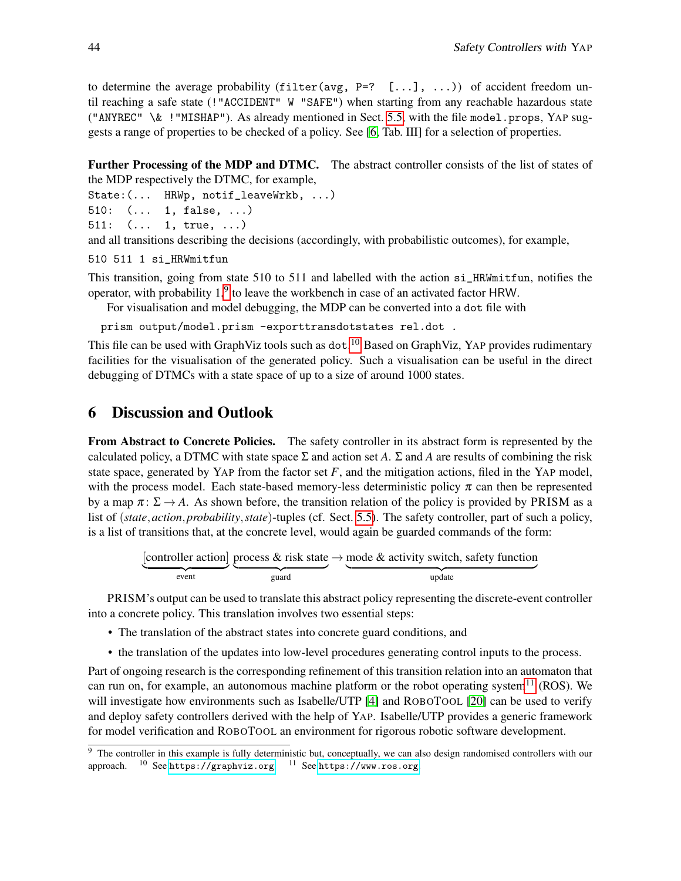to determine the average probability (`filter(avg, P=? [...], ...)`) of accident freedom until reaching a safe state (`!"ACCIDENT" W "SAFE"`) when starting from any reachable hazardous state (`"ANYREC" \& !"MISHAP"`). As already mentioned in Sect. 5.5, with the file `model.props`, YAP suggests a range of properties to be checked of a policy. See [6, Tab. III] for a selection of properties.

**Further Processing of the MDP and DTMC.** The abstract controller consists of the list of states of the MDP respectively the DTMC, for example,

```
State:(...  HRWp, notif_leaveWrkb, ...)
510:  (...  1, false, ...)
511:  (...  1, true, ...)
```

and all transitions describing the decisions (accordingly, with probabilistic outcomes), for example,

```
510 511 1 si_HRWmitfun
```

This transition, going from state 510 to 511 and labelled with the action `si_HRWmitfun`, notifies the operator, with probability 1,[9] to leave the workbench in case of an activated factor HRW.

For visualisation and model debugging, the MDP can be converted into a `dot` file with

```
prism output/model.prism -exporttransdotstates rel.dot .
```

This file can be used with GraphViz tools such as `dot`.[10] Based on GraphViz, YAP provides rudimentary facilities for the visualisation of the generated policy. Such a visualisation can be useful in the direct debugging of DTMCs with a state space of up to a size of around 1000 states.

## 6 Discussion and Outlook

**From Abstract to Concrete Policies.** The safety controller in its abstract form is represented by the calculated policy, a DTMC with state space $\Sigma$ and action set $A$. $\Sigma$ and $A$ are results of combining the risk state space, generated by YAP from the factor set $F$, and the mitigation actions, filed in the YAP model, with the process model. Each state-based memory-less deterministic policy $\pi$ can then be represented by a map $\pi\colon \Sigma \to A$. As shown before, the transition relation of the policy is provided by PRISM as a list of (*state*, *action*, *probability*, *state*)-tuples (cf. Sect. 5.5). The safety controller, part of such a policy, is a list of transitions that, at the concrete level, would again be guarded commands of the form:

$$\underbrace{[\text{controller action}]}_{\text{event}}\ \underbrace{\text{process \& risk state}}_{\text{guard}} \rightarrow \underbrace{\text{mode \& activity switch, safety function}}_{\text{update}}$$

PRISM's output can be used to translate this abstract policy representing the discrete-event controller into a concrete policy. This translation involves two essential steps:

- The translation of the abstract states into concrete guard conditions, and
- the translation of the updates into low-level procedures generating control inputs to the process.

Part of ongoing research is the corresponding refinement of this transition relation into an automaton that can run on, for example, an autonomous machine platform or the robot operating system[11] (ROS). We will investigate how environments such as Isabelle/UTP [4] and ROBOTOOL [20] can be used to verify and deploy safety controllers derived with the help of YAP. Isabelle/UTP provides a generic framework for model verification and ROBOTOOL an environment for rigorous robotic software development.

---

[9] The controller in this example is fully deterministic but, conceptually, we can also design randomised controllers with our approach. [10] See https://graphviz.org. [11] See https://www.ros.org.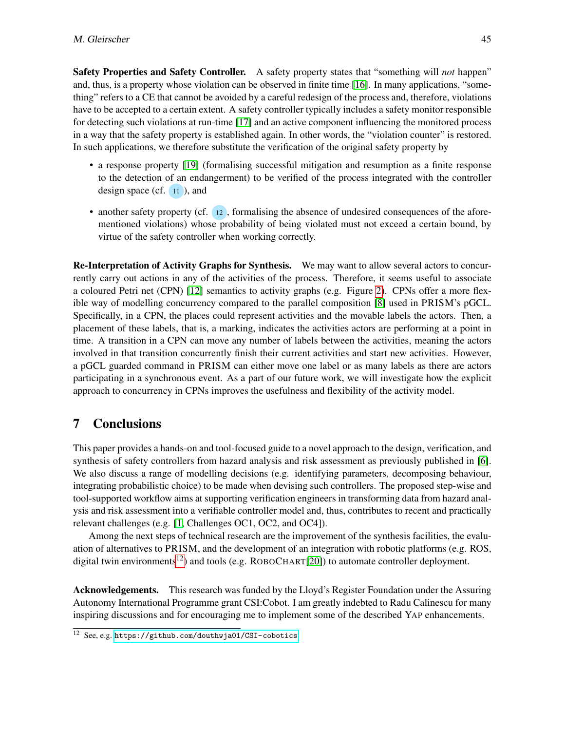**Safety Properties and Safety Controller.** A safety property states that "something will *not* happen" and, thus, is a property whose violation can be observed in finite time [16]. In many applications, "something" refers to a CE that cannot be avoided by a careful redesign of the process and, therefore, violations have to be accepted to a certain extent. A safety controller typically includes a safety monitor responsible for detecting such violations at run-time [17] and an active component influencing the monitored process in a way that the safety property is established again. In other words, the "violation counter" is restored. In such applications, we therefore substitute the verification of the original safety property by

- a response property [19] (formalising successful mitigation and resumption as a finite response to the detection of an endangerment) to be verified of the process integrated with the controller design space (cf. 11), and
- another safety property (cf. 12, formalising the absence of undesired consequences of the aforementioned violations) whose probability of being violated must not exceed a certain bound, by virtue of the safety controller when working correctly.

**Re-Interpretation of Activity Graphs for Synthesis.** We may want to allow several actors to concurrently carry out actions in any of the activities of the process. Therefore, it seems useful to associate a coloured Petri net (CPN) [12] semantics to activity graphs (e.g. Figure 2). CPNs offer a more flexible way of modelling concurrency compared to the parallel composition [8] used in PRISM's pGCL. Specifically, in a CPN, the places could represent activities and the movable labels the actors. Then, a placement of these labels, that is, a marking, indicates the activities actors are performing at a point in time. A transition in a CPN can move any number of labels between the activities, meaning the actors involved in that transition concurrently finish their current activities and start new activities. However, a pGCL guarded command in PRISM can either move one label or as many labels as there are actors participating in a synchronous event. As a part of our future work, we will investigate how the explicit approach to concurrency in CPNs improves the usefulness and flexibility of the activity model.

## 7 Conclusions

This paper provides a hands-on and tool-focused guide to a novel approach to the design, verification, and synthesis of safety controllers from hazard analysis and risk assessment as previously published in [6]. We also discuss a range of modelling decisions (e.g. identifying parameters, decomposing behaviour, integrating probabilistic choice) to be made when devising such controllers. The proposed step-wise and tool-supported workflow aims at supporting verification engineers in transforming data from hazard analysis and risk assessment into a verifiable controller model and, thus, contributes to recent and practically relevant challenges (e.g. [1, Challenges OC1, OC2, and OC4]).

Among the next steps of technical research are the improvement of the synthesis facilities, the evaluation of alternatives to PRISM, and the development of an integration with robotic platforms (e.g. ROS, digital twin environments[12]) and tools (e.g. ROBOCHART[20]) to automate controller deployment.

**Acknowledgements.** This research was funded by the Lloyd's Register Foundation under the Assuring Autonomy International Programme grant CSI:Cobot. I am greatly indebted to Radu Calinescu for many inspiring discussions and for encouraging me to implement some of the described YAP enhancements.

[12] See, e.g. https://github.com/douthwja01/CSI-cobotics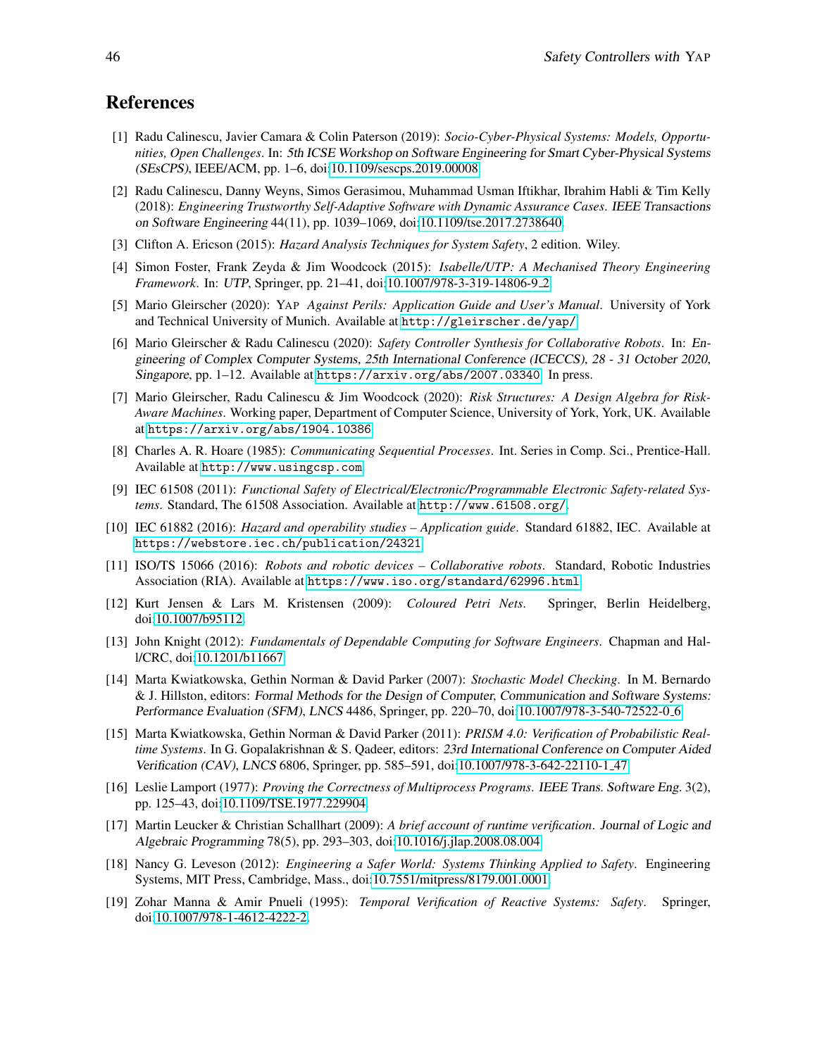## References

[1] Radu Calinescu, Javier Camara & Colin Paterson (2019): *Socio-Cyber-Physical Systems: Models, Opportunities, Open Challenges*. In: *5th ICSE Workshop on Software Engineering for Smart Cyber-Physical Systems (SEsCPS)*, IEEE/ACM, pp. 1–6, doi:10.1109/sescps.2019.00008.

[2] Radu Calinescu, Danny Weyns, Simos Gerasimou, Muhammad Usman Iftikhar, Ibrahim Habli & Tim Kelly (2018): *Engineering Trustworthy Self-Adaptive Software with Dynamic Assurance Cases*. *IEEE Transactions on Software Engineering* 44(11), pp. 1039–1069, doi:10.1109/tse.2017.2738640.

[3] Clifton A. Ericson (2015): *Hazard Analysis Techniques for System Safety*, 2 edition. Wiley.

[4] Simon Foster, Frank Zeyda & Jim Woodcock (2015): *Isabelle/UTP: A Mechanised Theory Engineering Framework*. In: *UTP*, Springer, pp. 21–41, doi:10.1007/978-3-319-14806-9_2.

[5] Mario Gleirscher (2020): YAP *Against Perils: Application Guide and User's Manual*. University of York and Technical University of Munich. Available at `http://gleirscher.de/yap/`.

[6] Mario Gleirscher & Radu Calinescu (2020): *Safety Controller Synthesis for Collaborative Robots*. In: *Engineering of Complex Computer Systems, 25th International Conference (ICECCS), 28 - 31 October 2020, Singapore*, pp. 1–12. Available at `https://arxiv.org/abs/2007.03340`. In press.

[7] Mario Gleirscher, Radu Calinescu & Jim Woodcock (2020): *Risk Structures: A Design Algebra for Risk-Aware Machines*. Working paper, Department of Computer Science, University of York, York, UK. Available at `https://arxiv.org/abs/1904.10386`.

[8] Charles A. R. Hoare (1985): *Communicating Sequential Processes*. Int. Series in Comp. Sci., Prentice-Hall. Available at `http://www.usingcsp.com`.

[9] IEC 61508 (2011): *Functional Safety of Electrical/Electronic/Programmable Electronic Safety-related Systems*. Standard, The 61508 Association. Available at `http://www.61508.org/`.

[10] IEC 61882 (2016): *Hazard and operability studies – Application guide*. Standard 61882, IEC. Available at `https://webstore.iec.ch/publication/24321`.

[11] ISO/TS 15066 (2016): *Robots and robotic devices – Collaborative robots*. Standard, Robotic Industries Association (RIA). Available at `https://www.iso.org/standard/62996.html`.

[12] Kurt Jensen & Lars M. Kristensen (2009): *Coloured Petri Nets*. Springer, Berlin Heidelberg, doi:10.1007/b95112.

[13] John Knight (2012): *Fundamentals of Dependable Computing for Software Engineers*. Chapman and Hall/CRC, doi:10.1201/b11667.

[14] Marta Kwiatkowska, Gethin Norman & David Parker (2007): *Stochastic Model Checking*. In M. Bernardo & J. Hillston, editors: *Formal Methods for the Design of Computer, Communication and Software Systems: Performance Evaluation (SFM)*, *LNCS* 4486, Springer, pp. 220–70, doi:10.1007/978-3-540-72522-0_6.

[15] Marta Kwiatkowska, Gethin Norman & David Parker (2011): *PRISM 4.0: Verification of Probabilistic Real-time Systems*. In G. Gopalakrishnan & S. Qadeer, editors: *23rd International Conference on Computer Aided Verification (CAV)*, *LNCS* 6806, Springer, pp. 585–591, doi:10.1007/978-3-642-22110-1_47.

[16] Leslie Lamport (1977): *Proving the Correctness of Multiprocess Programs*. *IEEE Trans. Software Eng.* 3(2), pp. 125–43, doi:10.1109/TSE.1977.229904.

[17] Martin Leucker & Christian Schallhart (2009): *A brief account of runtime verification*. *Journal of Logic and Algebraic Programming* 78(5), pp. 293–303, doi:10.1016/j.jlap.2008.08.004.

[18] Nancy G. Leveson (2012): *Engineering a Safer World: Systems Thinking Applied to Safety*. Engineering Systems, MIT Press, Cambridge, Mass., doi:10.7551/mitpress/8179.001.0001.

[19] Zohar Manna & Amir Pnueli (1995): *Temporal Verification of Reactive Systems: Safety*. Springer, doi:10.1007/978-1-4612-4222-2.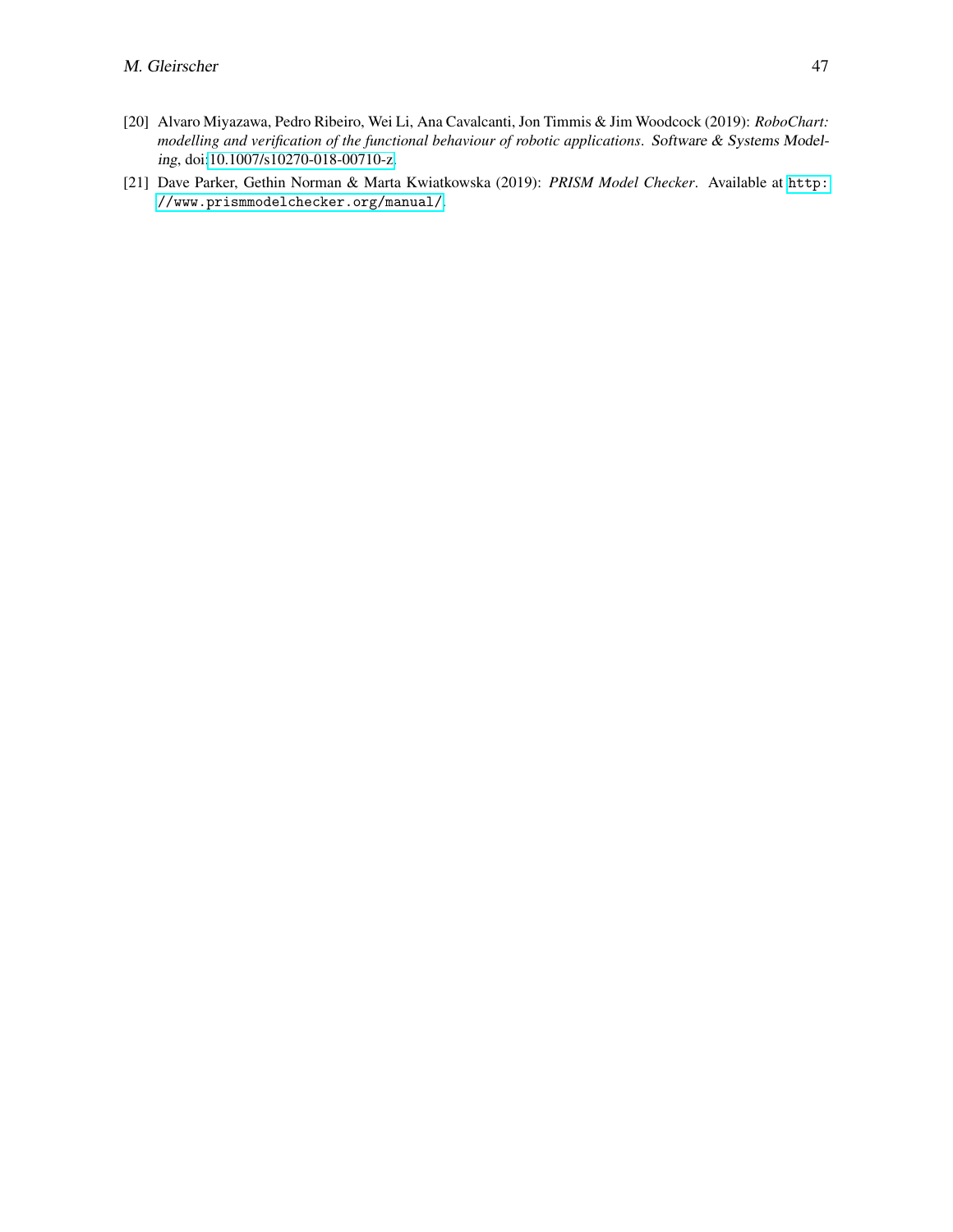[20] Alvaro Miyazawa, Pedro Ribeiro, Wei Li, Ana Cavalcanti, Jon Timmis & Jim Woodcock (2019): *RoboChart: modelling and verification of the functional behaviour of robotic applications*. *Software & Systems Modeling*, doi:10.1007/s10270-018-00710-z.

[21] Dave Parker, Gethin Norman & Marta Kwiatkowska (2019): *PRISM Model Checker*. Available at `http://www.prismmodelchecker.org/manual/`.